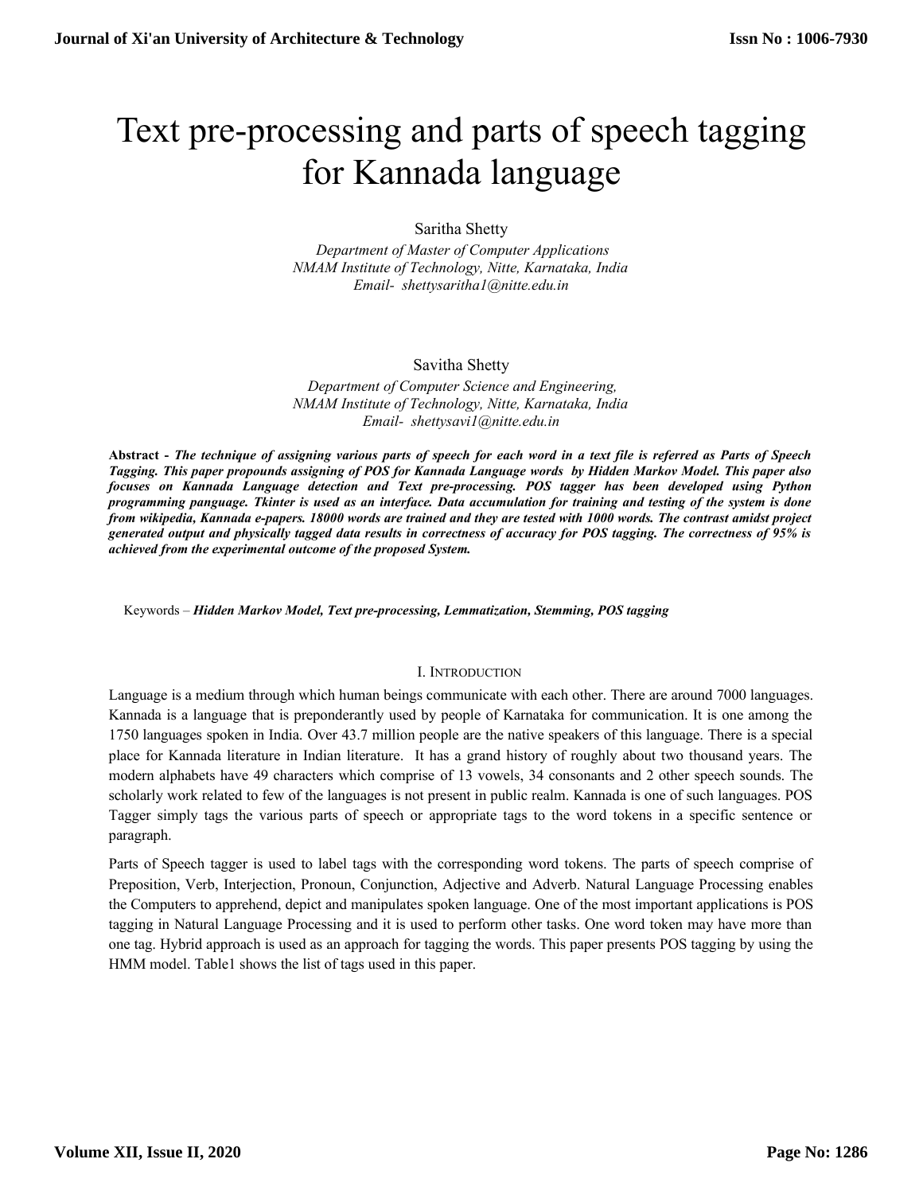# Text pre-processing and parts of speech tagging for Kannada language

Saritha Shetty

*Department of Master of Computer Applications*
*NMAM Institute of Technology, Nitte, Karnataka, India*
*Email- shettysaritha1@nitte.edu.in*

Savitha Shetty

*Department of Computer Science and Engineering,*
*NMAM Institute of Technology, Nitte, Karnataka, India*
*Email- shettysavi1@nitte.edu.in*

**Abstract -** ***The technique of assigning various parts of speech for each word in a text file is referred as Parts of Speech Tagging. This paper propounds assigning of POS for Kannada Language words by Hidden Markov Model. This paper also focuses on Kannada Language detection and Text pre-processing. POS tagger has been developed using Python programming panguage. Tkinter is used as an interface. Data accumulation for training and testing of the system is done from wikipedia, Kannada e-papers. 18000 words are trained and they are tested with 1000 words. The contrast amidst project generated output and physically tagged data results in correctness of accuracy for POS tagging. The correctness of 95% is achieved from the experimental outcome of the proposed System.***

Keywords – ***Hidden Markov Model, Text pre-processing, Lemmatization, Stemming, POS tagging***

## I. Introduction

Language is a medium through which human beings communicate with each other. There are around 7000 languages. Kannada is a language that is preponderantly used by people of Karnataka for communication. It is one among the 1750 languages spoken in India. Over 43.7 million people are the native speakers of this language. There is a special place for Kannada literature in Indian literature. It has a grand history of roughly about two thousand years. The modern alphabets have 49 characters which comprise of 13 vowels, 34 consonants and 2 other speech sounds. The scholarly work related to few of the languages is not present in public realm. Kannada is one of such languages. POS Tagger simply tags the various parts of speech or appropriate tags to the word tokens in a specific sentence or paragraph.

Parts of Speech tagger is used to label tags with the corresponding word tokens. The parts of speech comprise of Preposition, Verb, Interjection, Pronoun, Conjunction, Adjective and Adverb. Natural Language Processing enables the Computers to apprehend, depict and manipulates spoken language. One of the most important applications is POS tagging in Natural Language Processing and it is used to perform other tasks. One word token may have more than one tag. Hybrid approach is used as an approach for tagging the words. This paper presents POS tagging by using the HMM model. Table1 shows the list of tags used in this paper.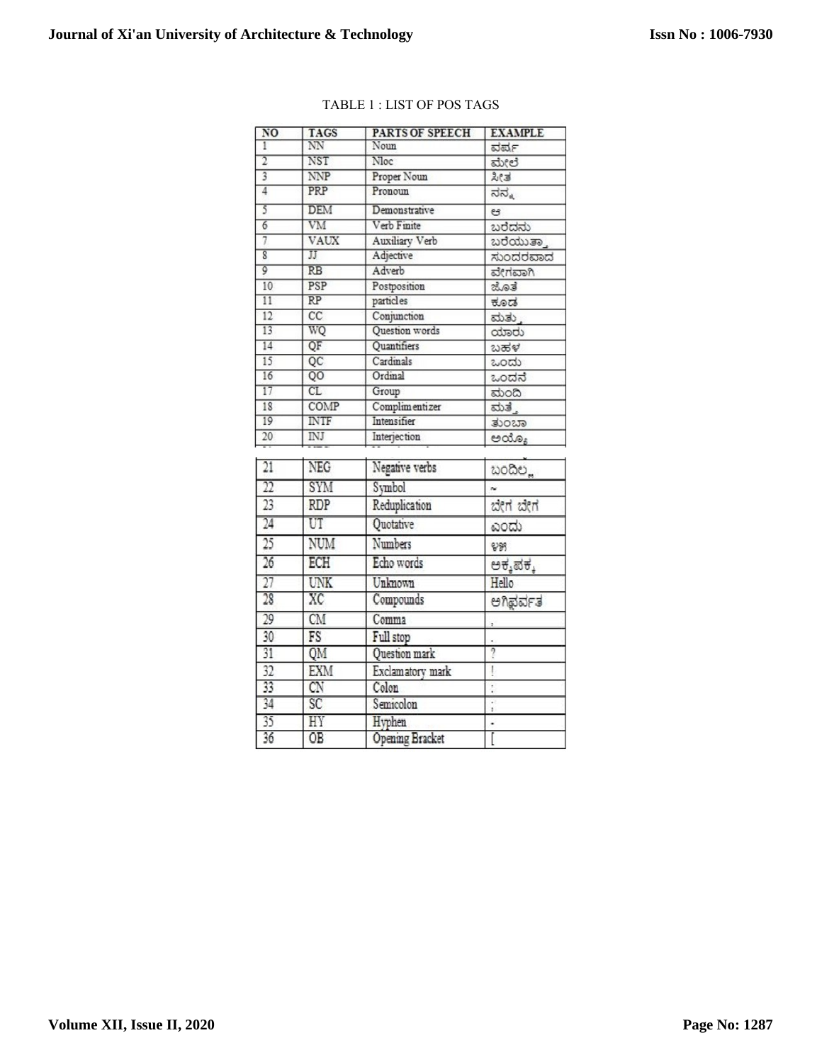TABLE 1 : LIST OF POS TAGS

| NO | TAGS | PARTS OF SPEECH | EXAMPLE |
|---|---|---|---|
| 1 | NN | Noun | ವರ್ಷ |
| 2 | NST | Nloc | ಮೇಲೆ |
| 3 | NNP | Proper Noun | ಸೀತ |
| 4 | PRP | Pronoun | ನನ್ನ |
| 5 | DEM | Demonstrative | ಆ |
| 6 | VM | Verb Finite | ಬರೆದನು |
| 7 | VAUX | Auxiliary Verb | ಬರೆಯುತ್ತಾ |
| 8 | JJ | Adjective | ಸುಂದರವಾದ |
| 9 | RB | Adverb | ವೇಗವಾಗಿ |
| 10 | PSP | Postposition | ಜೊತೆ |
| 11 | RP | particles | ಕೂಡ |
| 12 | CC | Conjunction | ಮತ್ತು |
| 13 | WQ | Question words | ಯಾರು |
| 14 | QF | Quantifiers | ಬಹಳ |
| 15 | QC | Cardinals | ಒಂದು |
| 16 | QO | Ordinal | ಒಂದನೆ |
| 17 | CL | Group | ಮಂದಿ |
| 18 | COMP | Complimentizer | ಮತ್ತೆ |
| 19 | INTF | Intensifier | ತುಂಬಾ |
| 20 | INJ | Interjection | ಅಯ್ಯೋ |
| 21 | NEG | Negative verbs | ಬಂದಿಲ್ಲ |
| 22 | SYM | Symbol | ~ |
| 23 | RDP | Reduplication | ಬೇಗ ಬೇಗ |
| 24 | UT | Quotative | ಎಂದು |
| 25 | NUM | Numbers | ೪೫ |
| 26 | ECH | Echo words | ಅಕ್ಕಪಕ್ಕ |
| 27 | UNK | Unknown | Hello |
| 28 | XC | Compounds | ಅಗಿಪ್ಪರ್ವತ |
| 29 | CM | Comma | , |
| 30 | FS | Full stop | . |
| 31 | QM | Question mark | ? |
| 32 | EXM | Exclamatory mark | ! |
| 33 | CN | Colon | : |
| 34 | SC | Semicolon | ; |
| 35 | HY | Hyphen | - |
| 36 | OB | Opening Bracket | [ |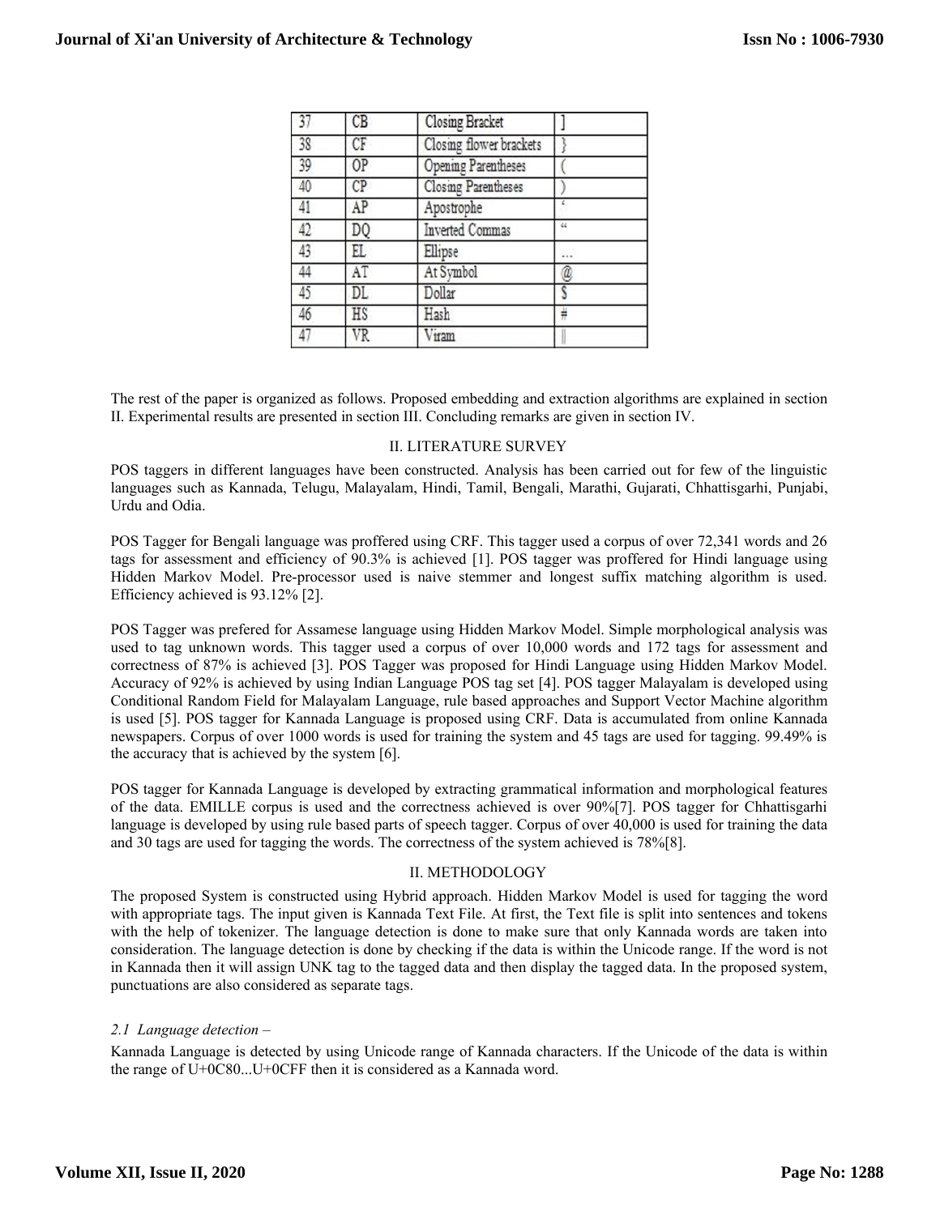| 37 | CB | Closing Bracket | ] |
|---|---|---|---|
| 38 | CF | Closing flower brackets | } |
| 39 | OP | Opening Parentheses | ( |
| 40 | CP | Closing Parentheses | ) |
| 41 | AP | Apostrophe | ‘ |
| 42 | DQ | Inverted Commas | “ |
| 43 | EL | Ellipse | … |
| 44 | AT | At Symbol | @ |
| 45 | DL | Dollar | $ |
| 46 | HS | Hash | # |
| 47 | VR | Viram | ‖ |

The rest of the paper is organized as follows. Proposed embedding and extraction algorithms are explained in section II. Experimental results are presented in section III. Concluding remarks are given in section IV.

## II. LITERATURE SURVEY

POS taggers in different languages have been constructed. Analysis has been carried out for few of the linguistic languages such as Kannada, Telugu, Malayalam, Hindi, Tamil, Bengali, Marathi, Gujarati, Chhattisgarhi, Punjabi, Urdu and Odia.

POS Tagger for Bengali language was proffered using CRF. This tagger used a corpus of over 72,341 words and 26 tags for assessment and efficiency of 90.3% is achieved [1]. POS tagger was proffered for Hindi language using Hidden Markov Model. Pre-processor used is naive stemmer and longest suffix matching algorithm is used. Efficiency achieved is 93.12% [2].

POS Tagger was prefered for Assamese language using Hidden Markov Model. Simple morphological analysis was used to tag unknown words. This tagger used a corpus of over 10,000 words and 172 tags for assessment and correctness of 87% is achieved [3]. POS Tagger was proposed for Hindi Language using Hidden Markov Model. Accuracy of 92% is achieved by using Indian Language POS tag set [4]. POS tagger Malayalam is developed using Conditional Random Field for Malayalam Language, rule based approaches and Support Vector Machine algorithm is used [5]. POS tagger for Kannada Language is proposed using CRF. Data is accumulated from online Kannada newspapers. Corpus of over 1000 words is used for training the system and 45 tags are used for tagging. 99.49% is the accuracy that is achieved by the system [6].

POS tagger for Kannada Language is developed by extracting grammatical information and morphological features of the data. EMILLE corpus is used and the correctness achieved is over 90%[7]. POS tagger for Chhattisgarhi language is developed by using rule based parts of speech tagger. Corpus of over 40,000 is used for training the data and 30 tags are used for tagging the words. The correctness of the system achieved is 78%[8].

## II. METHODOLOGY

The proposed System is constructed using Hybrid approach. Hidden Markov Model is used for tagging the word with appropriate tags. The input given is Kannada Text File. At first, the Text file is split into sentences and tokens with the help of tokenizer. The language detection is done to make sure that only Kannada words are taken into consideration. The language detection is done by checking if the data is within the Unicode range. If the word is not in Kannada then it will assign UNK tag to the tagged data and then display the tagged data. In the proposed system, punctuations are also considered as separate tags.

### *2.1 Language detection –*

Kannada Language is detected by using Unicode range of Kannada characters. If the Unicode of the data is within the range of U+0C80...U+0CFF then it is considered as a Kannada word.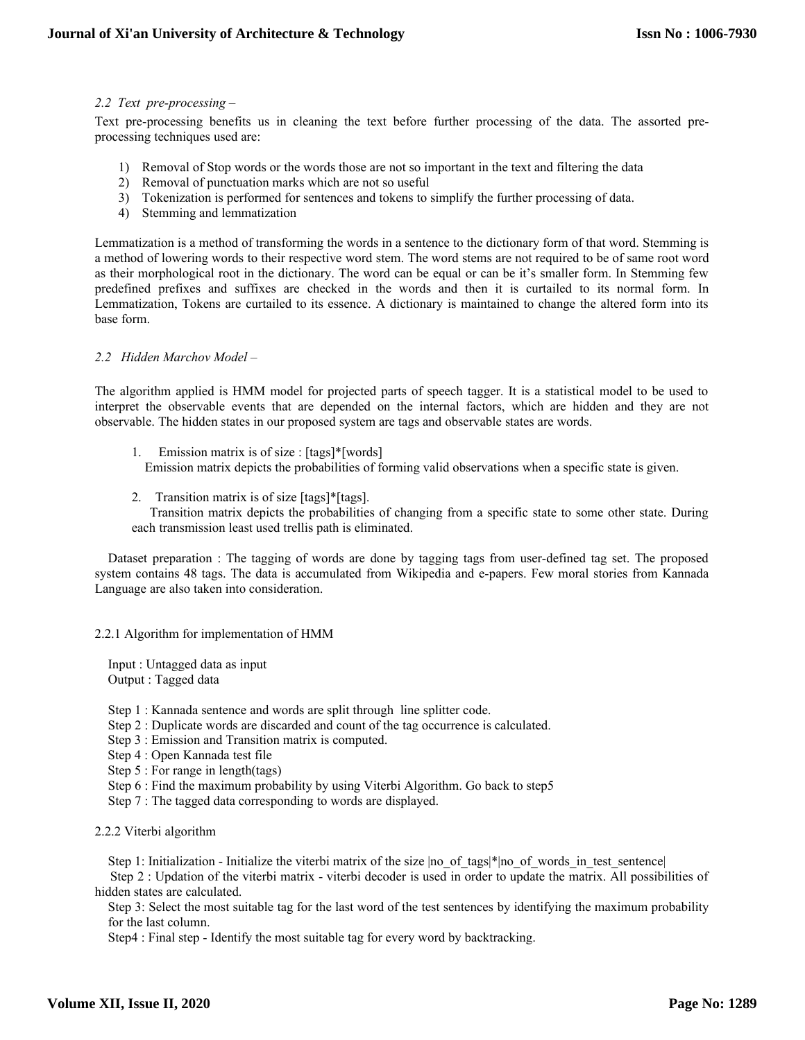*2.2 Text pre-processing –*

Text pre-processing benefits us in cleaning the text before further processing of the data. The assorted pre-processing techniques used are:

1) Removal of Stop words or the words those are not so important in the text and filtering the data
2) Removal of punctuation marks which are not so useful
3) Tokenization is performed for sentences and tokens to simplify the further processing of data.
4) Stemming and lemmatization

Lemmatization is a method of transforming the words in a sentence to the dictionary form of that word. Stemming is a method of lowering words to their respective word stem. The word stems are not required to be of same root word as their morphological root in the dictionary. The word can be equal or can be it's smaller form. In Stemming few predefined prefixes and suffixes are checked in the words and then it is curtailed to its normal form. In Lemmatization, Tokens are curtailed to its essence. A dictionary is maintained to change the altered form into its base form.

*2.2 Hidden Marchov Model –*

The algorithm applied is HMM model for projected parts of speech tagger. It is a statistical model to be used to interpret the observable events that are depended on the internal factors, which are hidden and they are not observable. The hidden states in our proposed system are tags and observable states are words.

1. Emission matrix is of size : [tags]*[words]
   Emission matrix depicts the probabilities of forming valid observations when a specific state is given.

2. Transition matrix is of size [tags]*[tags].
   Transition matrix depicts the probabilities of changing from a specific state to some other state. During each transmission least used trellis path is eliminated.

Dataset preparation : The tagging of words are done by tagging tags from user-defined tag set. The proposed system contains 48 tags. The data is accumulated from Wikipedia and e-papers. Few moral stories from Kannada Language are also taken into consideration.

2.2.1 Algorithm for implementation of HMM

Input : Untagged data as input
Output : Tagged data

Step 1 : Kannada sentence and words are split through line splitter code.
Step 2 : Duplicate words are discarded and count of the tag occurrence is calculated.
Step 3 : Emission and Transition matrix is computed.
Step 4 : Open Kannada test file
Step 5 : For range in length(tags)
Step 6 : Find the maximum probability by using Viterbi Algorithm. Go back to step5
Step 7 : The tagged data corresponding to words are displayed.

2.2.2 Viterbi algorithm

Step 1: Initialization - Initialize the viterbi matrix of the size |no_of_tags|*|no_of_words_in_test_sentence|
Step 2 : Updation of the viterbi matrix - viterbi decoder is used in order to update the matrix. All possibilities of hidden states are calculated.
Step 3: Select the most suitable tag for the last word of the test sentences by identifying the maximum probability for the last column.
Step4 : Final step - Identify the most suitable tag for every word by backtracking.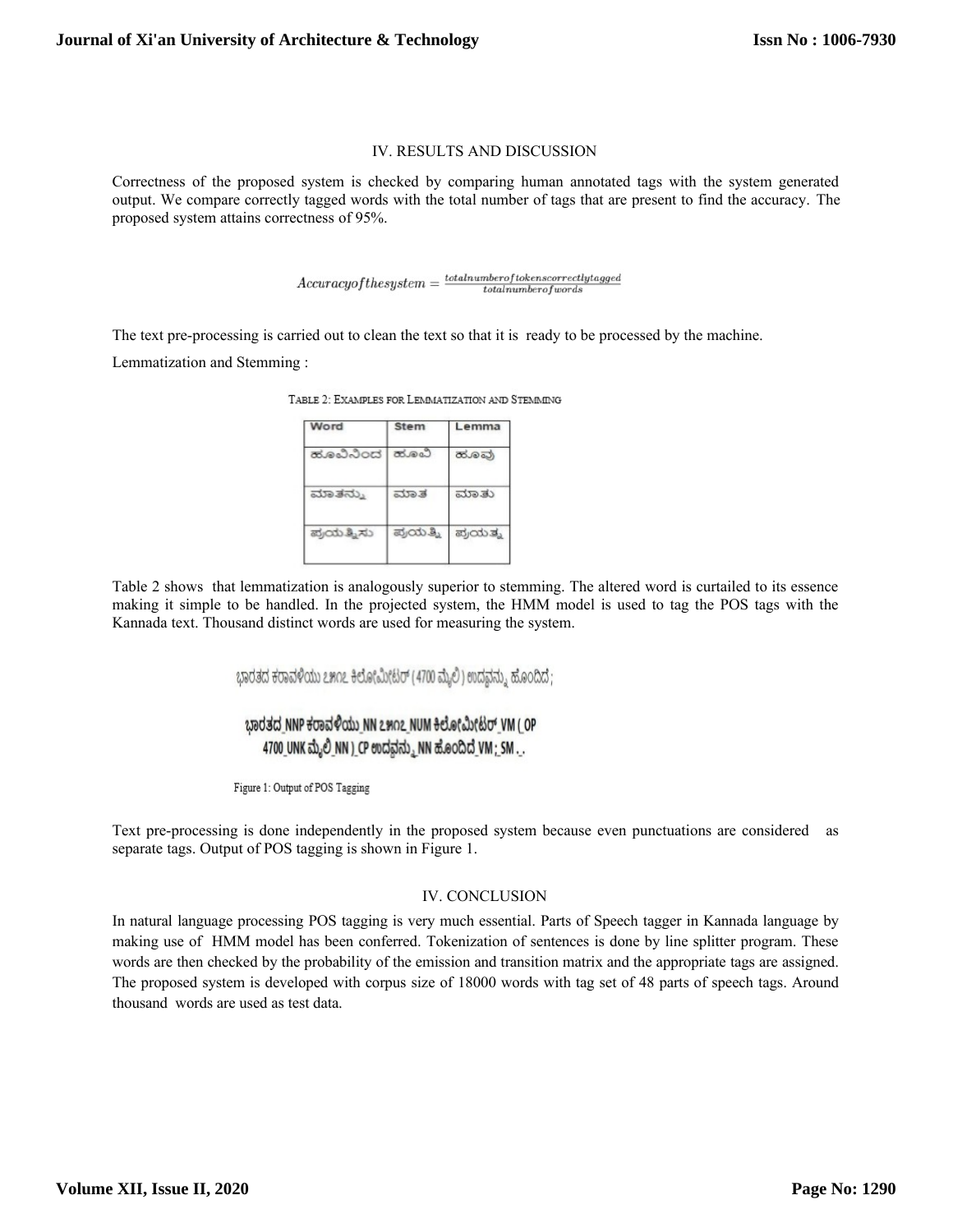## IV. RESULTS AND DISCUSSION

Correctness of the proposed system is checked by comparing human annotated tags with the system generated output. We compare correctly tagged words with the total number of tags that are present to find the accuracy. The proposed system attains correctness of 95%.

$$Accuracy of the system = \frac{total number of tokens correctly tagged}{total number of words}$$

The text pre-processing is carried out to clean the text so that it is ready to be processed by the machine.

Lemmatization and Stemming :

TABLE 2: EXAMPLES FOR LEMMATIZATION AND STEMMING

| Word | Stem | Lemma |
|---|---|---|
| ಹೂವಿನಿಂದ | ಹೂವಿ | ಹೂವು |
| ಮಾತನ್ನು | ಮಾತ | ಮಾತು |
| ಪ್ರಯತ್ನಿಸು | ಪ್ರಯತ್ನಿ | ಪ್ರಯತ್ನ |

Table 2 shows that lemmatization is analogously superior to stemming. The altered word is curtailed to its essence making it simple to be handled. In the projected system, the HMM model is used to tag the POS tags with the Kannada text. Thousand distinct words are used for measuring the system.

ಭಾರತದ ಕರಾವಳಿಯು ೭೫೧೭ ಕಿಲೋಮೀಟರ್ (4700 ಮೈಲಿ) ಉದ್ದವನ್ನು ಹೊಂದಿದೆ;

ಭಾರತದ_NNP ಕರಾವಳಿಯು_NN ೭೫೧೭_NUM ಕಿಲೋಮೀಟರ್_VM (_OP 4700_UNK ಮೈಲಿ_NN )_CP ಉದ್ದವನ್ನು_NN ಹೊಂದಿದೆ_VM ;_SM ._.

Figure 1: Output of POS Tagging

Text pre-processing is done independently in the proposed system because even punctuations are considered as separate tags. Output of POS tagging is shown in Figure 1.

## IV. CONCLUSION

In natural language processing POS tagging is very much essential. Parts of Speech tagger in Kannada language by making use of HMM model has been conferred. Tokenization of sentences is done by line splitter program. These words are then checked by the probability of the emission and transition matrix and the appropriate tags are assigned. The proposed system is developed with corpus size of 18000 words with tag set of 48 parts of speech tags. Around thousand words are used as test data.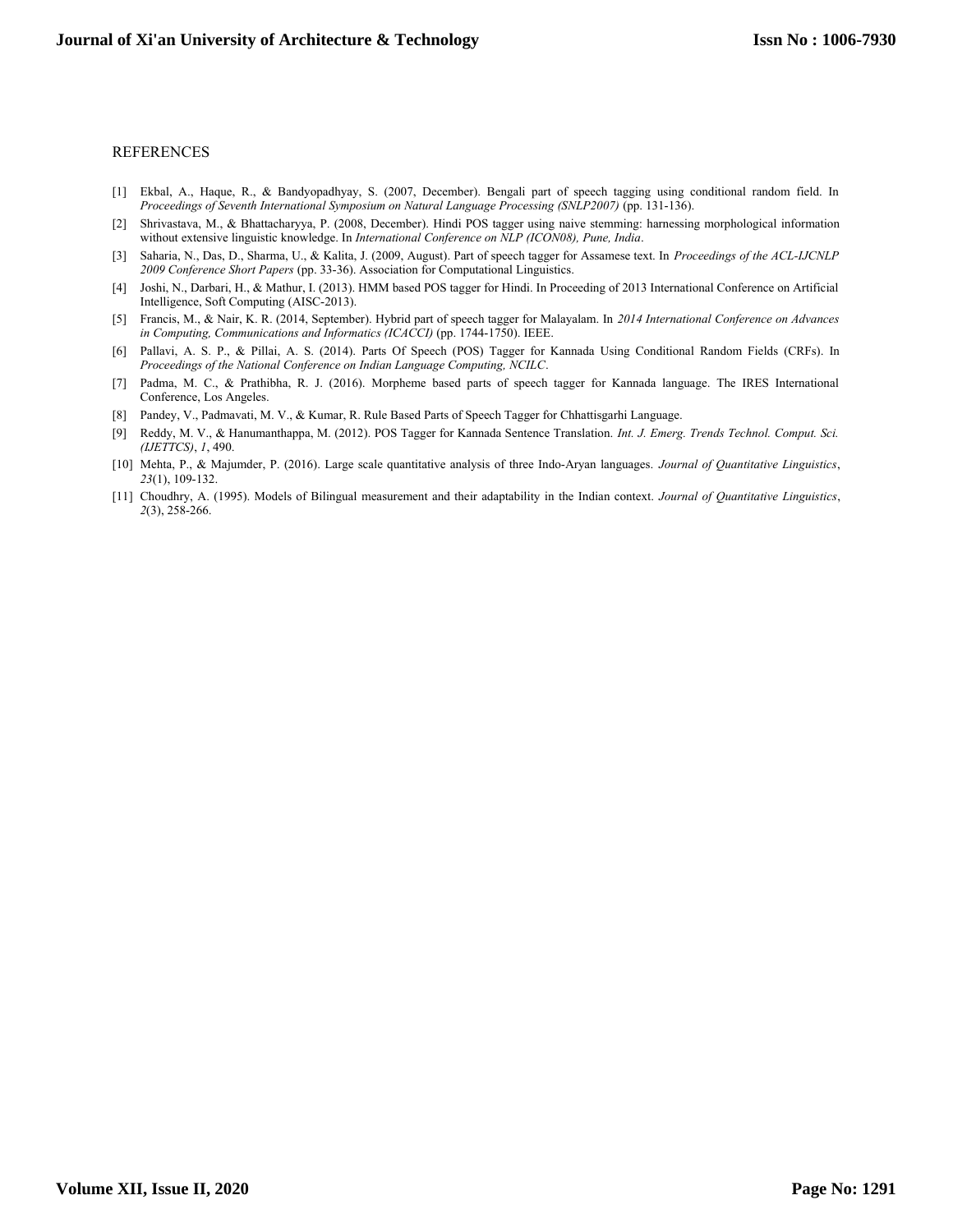## REFERENCES

[1] Ekbal, A., Haque, R., & Bandyopadhyay, S. (2007, December). Bengali part of speech tagging using conditional random field. In *Proceedings of Seventh International Symposium on Natural Language Processing (SNLP2007)* (pp. 131-136).

[2] Shrivastava, M., & Bhattacharyya, P. (2008, December). Hindi POS tagger using naive stemming: harnessing morphological information without extensive linguistic knowledge. In *International Conference on NLP (ICON08), Pune, India*.

[3] Saharia, N., Das, D., Sharma, U., & Kalita, J. (2009, August). Part of speech tagger for Assamese text. In *Proceedings of the ACL-IJCNLP 2009 Conference Short Papers* (pp. 33-36). Association for Computational Linguistics.

[4] Joshi, N., Darbari, H., & Mathur, I. (2013). HMM based POS tagger for Hindi. In Proceeding of 2013 International Conference on Artificial Intelligence, Soft Computing (AISC-2013).

[5] Francis, M., & Nair, K. R. (2014, September). Hybrid part of speech tagger for Malayalam. In *2014 International Conference on Advances in Computing, Communications and Informatics (ICACCI)* (pp. 1744-1750). IEEE.

[6] Pallavi, A. S. P., & Pillai, A. S. (2014). Parts Of Speech (POS) Tagger for Kannada Using Conditional Random Fields (CRFs). In *Proceedings of the National Conference on Indian Language Computing, NCILC*.

[7] Padma, M. C., & Prathibha, R. J. (2016). Morpheme based parts of speech tagger for Kannada language. The IRES International Conference, Los Angeles.

[8] Pandey, V., Padmavati, M. V., & Kumar, R. Rule Based Parts of Speech Tagger for Chhattisgarhi Language.

[9] Reddy, M. V., & Hanumanthappa, M. (2012). POS Tagger for Kannada Sentence Translation. *Int. J. Emerg. Trends Technol. Comput. Sci. (IJETTCS)*, *1*, 490.

[10] Mehta, P., & Majumder, P. (2016). Large scale quantitative analysis of three Indo-Aryan languages. *Journal of Quantitative Linguistics*, *23*(1), 109-132.

[11] Choudhry, A. (1995). Models of Bilingual measurement and their adaptability in the Indian context. *Journal of Quantitative Linguistics*, *2*(3), 258-266.